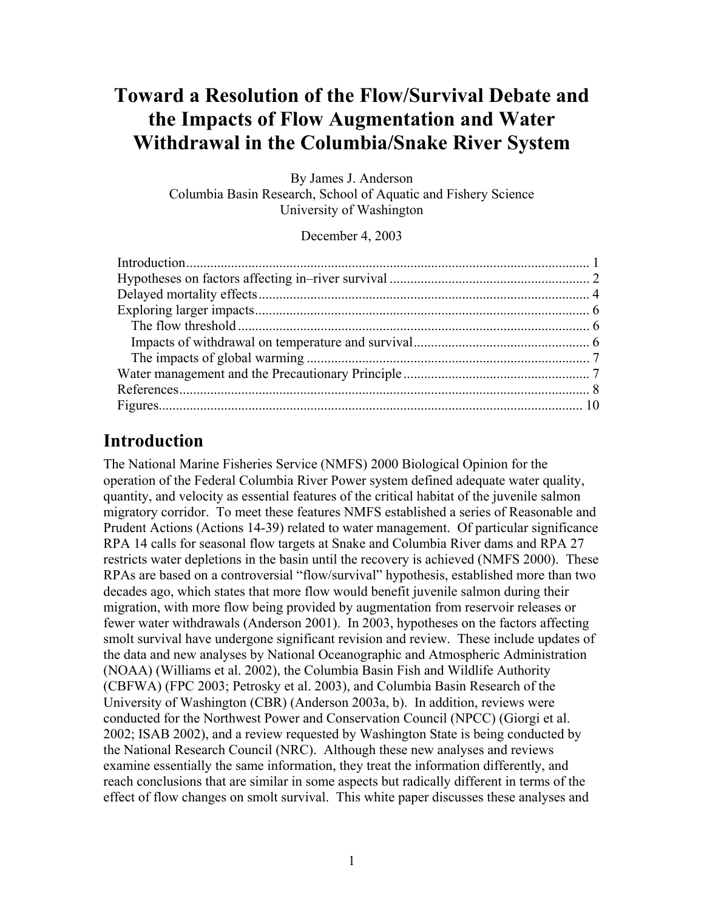# Toward a Resolution of the Flow/Survival Debate and the Impacts of Flow Augmentation and Water Withdrawal in the Columbia/Snake River System

By James J. Anderson
Columbia Basin Research, School of Aquatic and Fishery Science
University of Washington

December 4, 2003

Introduction ..................................................................................................... 1
Hypotheses on factors affecting in–river survival ......................................................... 2
Delayed mortality effects ................................................................................. 4
Exploring larger impacts ................................................................................. 6
  The flow threshold ...................................................................................... 6
  Impacts of withdrawal on temperature and survival ................................................... 6
  The impacts of global warming ........................................................................ 7
Water management and the Precautionary Principle ...................................................... 7
References ..................................................................................................... 8
Figures ......................................................................................................... 10

## Introduction

The National Marine Fisheries Service (NMFS) 2000 Biological Opinion for the operation of the Federal Columbia River Power system defined adequate water quality, quantity, and velocity as essential features of the critical habitat of the juvenile salmon migratory corridor. To meet these features NMFS established a series of Reasonable and Prudent Actions (Actions 14-39) related to water management. Of particular significance RPA 14 calls for seasonal flow targets at Snake and Columbia River dams and RPA 27 restricts water depletions in the basin until the recovery is achieved (NMFS 2000). These RPAs are based on a controversial "flow/survival" hypothesis, established more than two decades ago, which states that more flow would benefit juvenile salmon during their migration, with more flow being provided by augmentation from reservoir releases or fewer water withdrawals (Anderson 2001). In 2003, hypotheses on the factors affecting smolt survival have undergone significant revision and review. These include updates of the data and new analyses by National Oceanographic and Atmospheric Administration (NOAA) (Williams et al. 2002), the Columbia Basin Fish and Wildlife Authority (CBFWA) (FPC 2003; Petrosky et al. 2003), and Columbia Basin Research of the University of Washington (CBR) (Anderson 2003a, b). In addition, reviews were conducted for the Northwest Power and Conservation Council (NPCC) (Giorgi et al. 2002; ISAB 2002), and a review requested by Washington State is being conducted by the National Research Council (NRC). Although these new analyses and reviews examine essentially the same information, they treat the information differently, and reach conclusions that are similar in some aspects but radically different in terms of the effect of flow changes on smolt survival. This white paper discusses these analyses and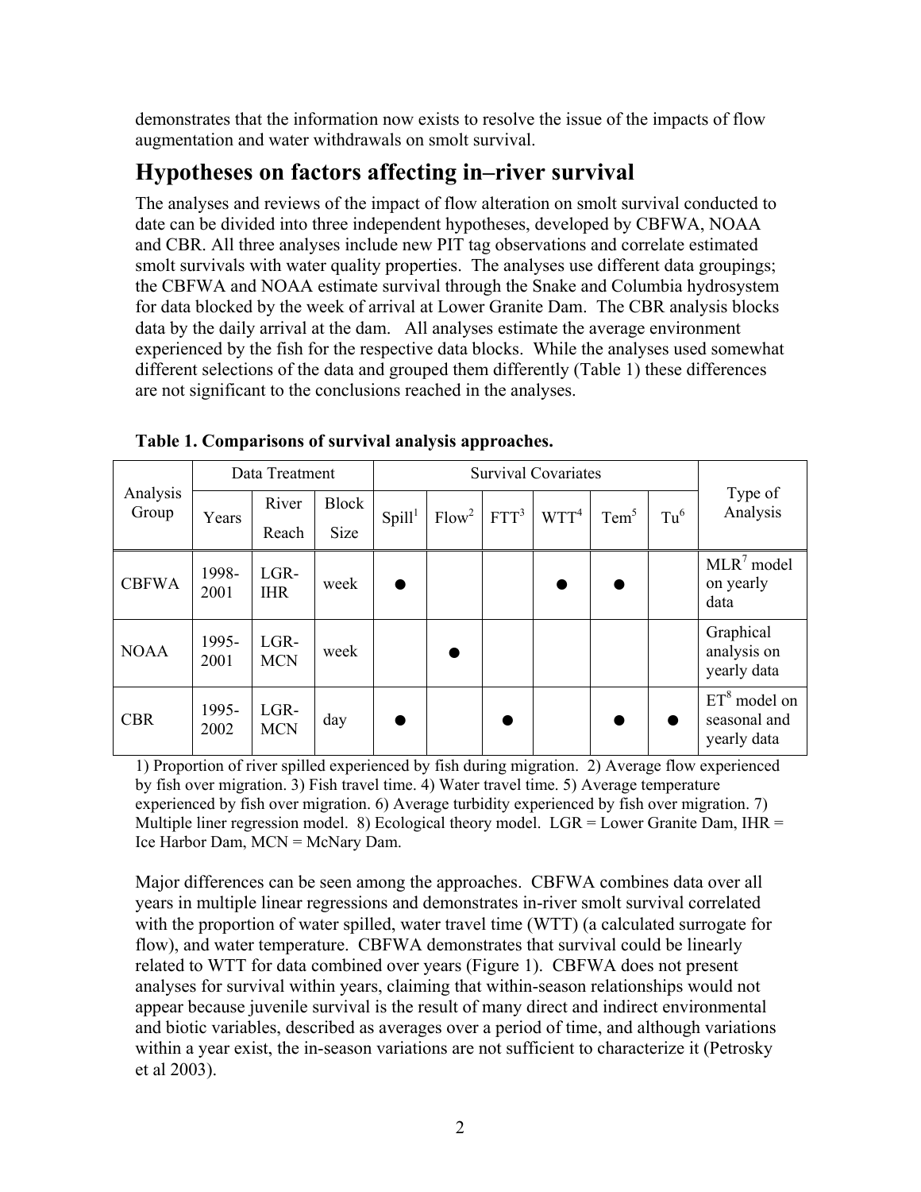demonstrates that the information now exists to resolve the issue of the impacts of flow augmentation and water withdrawals on smolt survival.

## Hypotheses on factors affecting in–river survival

The analyses and reviews of the impact of flow alteration on smolt survival conducted to date can be divided into three independent hypotheses, developed by CBFWA, NOAA and CBR. All three analyses include new PIT tag observations and correlate estimated smolt survivals with water quality properties. The analyses use different data groupings; the CBFWA and NOAA estimate survival through the Snake and Columbia hydrosystem for data blocked by the week of arrival at Lower Granite Dam. The CBR analysis blocks data by the daily arrival at the dam. All analyses estimate the average environment experienced by the fish for the respective data blocks. While the analyses used somewhat different selections of the data and grouped them differently (Table 1) these differences are not significant to the conclusions reached in the analyses.

**Table 1. Comparisons of survival analysis approaches.**

| Analysis Group | Data Treatment | | | Survival Covariates | | | | | | Type of Analysis |
|---|---|---|---|---|---|---|---|---|---|---|
| | Years | River Reach | Block Size | Spill[1] | Flow[2] | FTT[3] | WTT[4] | Tem[5] | Tu[6] | |
| CBFWA | 1998-2001 | LGR-IHR | week | ● | | | ● | ● | | MLR[7] model on yearly data |
| NOAA | 1995-2001 | LGR-MCN | week | | ● | | | | | Graphical analysis on yearly data |
| CBR | 1995-2002 | LGR-MCN | day | ● | | ● | | ● | ● | ET[8] model on seasonal and yearly data |

1) Proportion of river spilled experienced by fish during migration. 2) Average flow experienced by fish over migration. 3) Fish travel time. 4) Water travel time. 5) Average temperature experienced by fish over migration. 6) Average turbidity experienced by fish over migration. 7) Multiple liner regression model. 8) Ecological theory model. LGR = Lower Granite Dam, IHR = Ice Harbor Dam, MCN = McNary Dam.

Major differences can be seen among the approaches. CBFWA combines data over all years in multiple linear regressions and demonstrates in-river smolt survival correlated with the proportion of water spilled, water travel time (WTT) (a calculated surrogate for flow), and water temperature. CBFWA demonstrates that survival could be linearly related to WTT for data combined over years (Figure 1). CBFWA does not present analyses for survival within years, claiming that within-season relationships would not appear because juvenile survival is the result of many direct and indirect environmental and biotic variables, described as averages over a period of time, and although variations within a year exist, the in-season variations are not sufficient to characterize it (Petrosky et al 2003).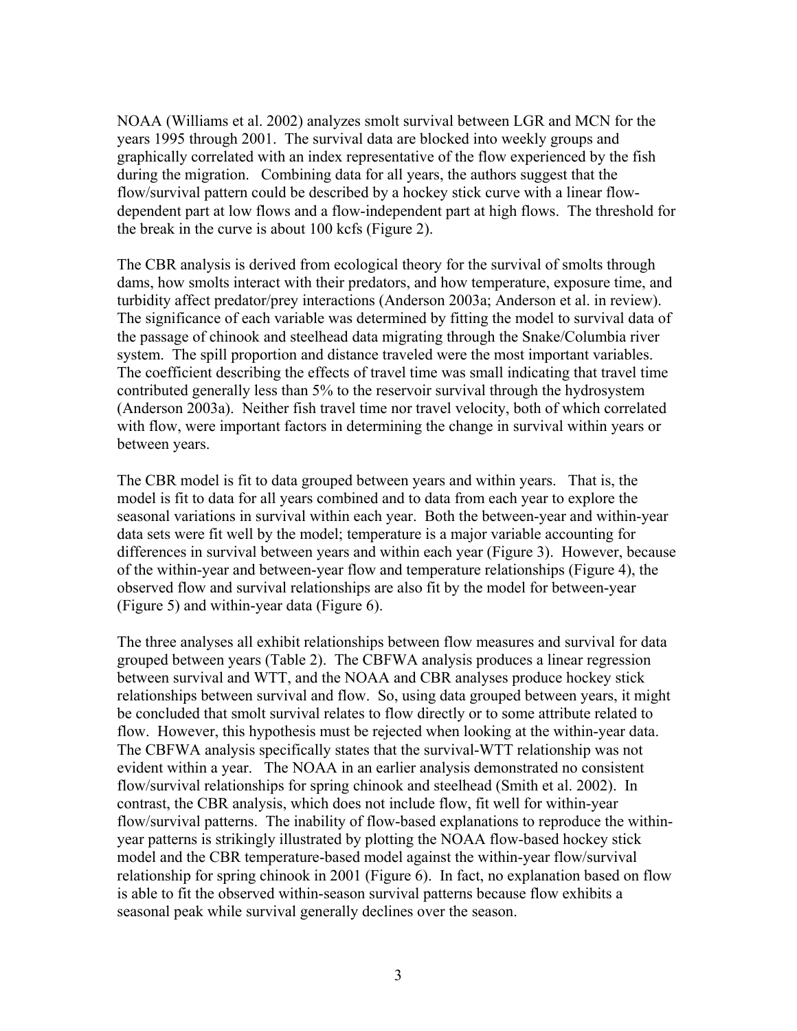NOAA (Williams et al. 2002) analyzes smolt survival between LGR and MCN for the years 1995 through 2001. The survival data are blocked into weekly groups and graphically correlated with an index representative of the flow experienced by the fish during the migration. Combining data for all years, the authors suggest that the flow/survival pattern could be described by a hockey stick curve with a linear flow-dependent part at low flows and a flow-independent part at high flows. The threshold for the break in the curve is about 100 kcfs (Figure 2).

The CBR analysis is derived from ecological theory for the survival of smolts through dams, how smolts interact with their predators, and how temperature, exposure time, and turbidity affect predator/prey interactions (Anderson 2003a; Anderson et al. in review). The significance of each variable was determined by fitting the model to survival data of the passage of chinook and steelhead data migrating through the Snake/Columbia river system. The spill proportion and distance traveled were the most important variables. The coefficient describing the effects of travel time was small indicating that travel time contributed generally less than 5% to the reservoir survival through the hydrosystem (Anderson 2003a). Neither fish travel time nor travel velocity, both of which correlated with flow, were important factors in determining the change in survival within years or between years.

The CBR model is fit to data grouped between years and within years. That is, the model is fit to data for all years combined and to data from each year to explore the seasonal variations in survival within each year. Both the between-year and within-year data sets were fit well by the model; temperature is a major variable accounting for differences in survival between years and within each year (Figure 3). However, because of the within-year and between-year flow and temperature relationships (Figure 4), the observed flow and survival relationships are also fit by the model for between-year (Figure 5) and within-year data (Figure 6).

The three analyses all exhibit relationships between flow measures and survival for data grouped between years (Table 2). The CBFWA analysis produces a linear regression between survival and WTT, and the NOAA and CBR analyses produce hockey stick relationships between survival and flow. So, using data grouped between years, it might be concluded that smolt survival relates to flow directly or to some attribute related to flow. However, this hypothesis must be rejected when looking at the within-year data. The CBFWA analysis specifically states that the survival-WTT relationship was not evident within a year. The NOAA in an earlier analysis demonstrated no consistent flow/survival relationships for spring chinook and steelhead (Smith et al. 2002). In contrast, the CBR analysis, which does not include flow, fit well for within-year flow/survival patterns. The inability of flow-based explanations to reproduce the within-year patterns is strikingly illustrated by plotting the NOAA flow-based hockey stick model and the CBR temperature-based model against the within-year flow/survival relationship for spring chinook in 2001 (Figure 6). In fact, no explanation based on flow is able to fit the observed within-season survival patterns because flow exhibits a seasonal peak while survival generally declines over the season.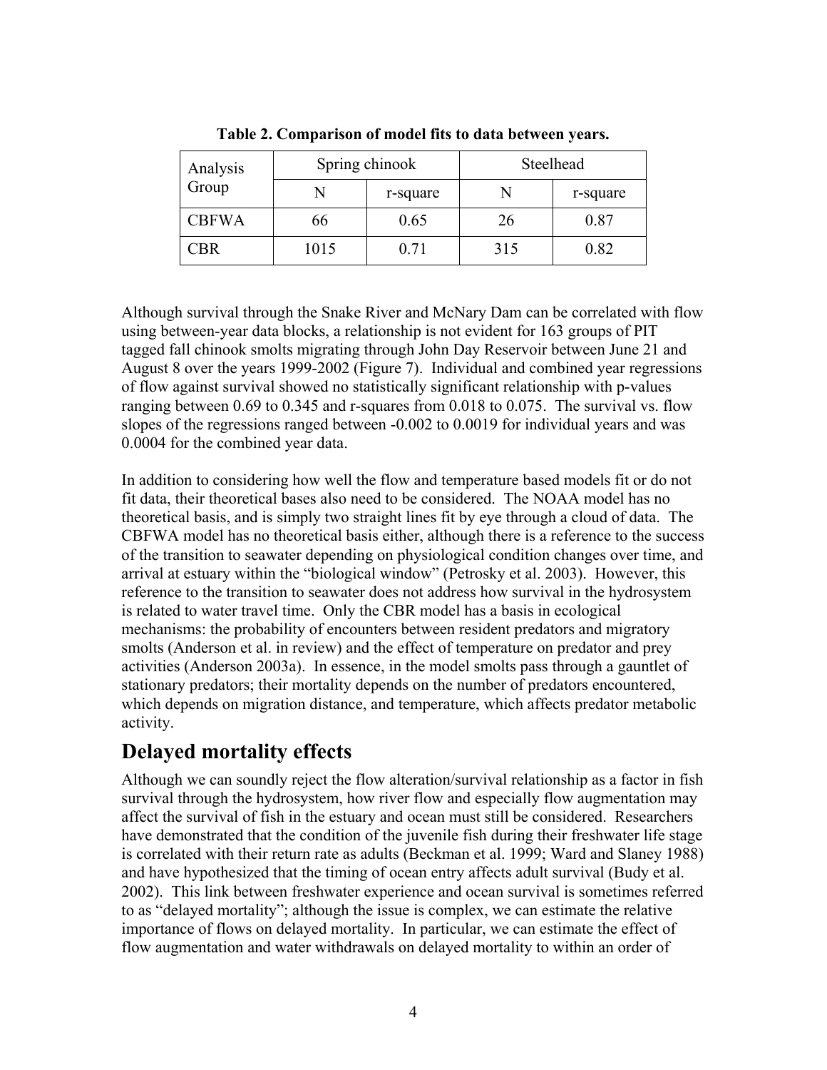**Table 2. Comparison of model fits to data between years.**

| Analysis Group | Spring chinook | | Steelhead | |
|---|---|---|---|---|
| | N | r-square | N | r-square |
| CBFWA | 66 | 0.65 | 26 | 0.87 |
| CBR | 1015 | 0.71 | 315 | 0.82 |

Although survival through the Snake River and McNary Dam can be correlated with flow using between-year data blocks, a relationship is not evident for 163 groups of PIT tagged fall chinook smolts migrating through John Day Reservoir between June 21 and August 8 over the years 1999-2002 (Figure 7). Individual and combined year regressions of flow against survival showed no statistically significant relationship with p-values ranging between 0.69 to 0.345 and r-squares from 0.018 to 0.075. The survival vs. flow slopes of the regressions ranged between -0.002 to 0.0019 for individual years and was 0.0004 for the combined year data.

In addition to considering how well the flow and temperature based models fit or do not fit data, their theoretical bases also need to be considered. The NOAA model has no theoretical basis, and is simply two straight lines fit by eye through a cloud of data. The CBFWA model has no theoretical basis either, although there is a reference to the success of the transition to seawater depending on physiological condition changes over time, and arrival at estuary within the "biological window" (Petrosky et al. 2003). However, this reference to the transition to seawater does not address how survival in the hydrosystem is related to water travel time. Only the CBR model has a basis in ecological mechanisms: the probability of encounters between resident predators and migratory smolts (Anderson et al. in review) and the effect of temperature on predator and prey activities (Anderson 2003a). In essence, in the model smolts pass through a gauntlet of stationary predators; their mortality depends on the number of predators encountered, which depends on migration distance, and temperature, which affects predator metabolic activity.

# Delayed mortality effects

Although we can soundly reject the flow alteration/survival relationship as a factor in fish survival through the hydrosystem, how river flow and especially flow augmentation may affect the survival of fish in the estuary and ocean must still be considered. Researchers have demonstrated that the condition of the juvenile fish during their freshwater life stage is correlated with their return rate as adults (Beckman et al. 1999; Ward and Slaney 1988) and have hypothesized that the timing of ocean entry affects adult survival (Budy et al. 2002). This link between freshwater experience and ocean survival is sometimes referred to as "delayed mortality"; although the issue is complex, we can estimate the relative importance of flows on delayed mortality. In particular, we can estimate the effect of flow augmentation and water withdrawals on delayed mortality to within an order of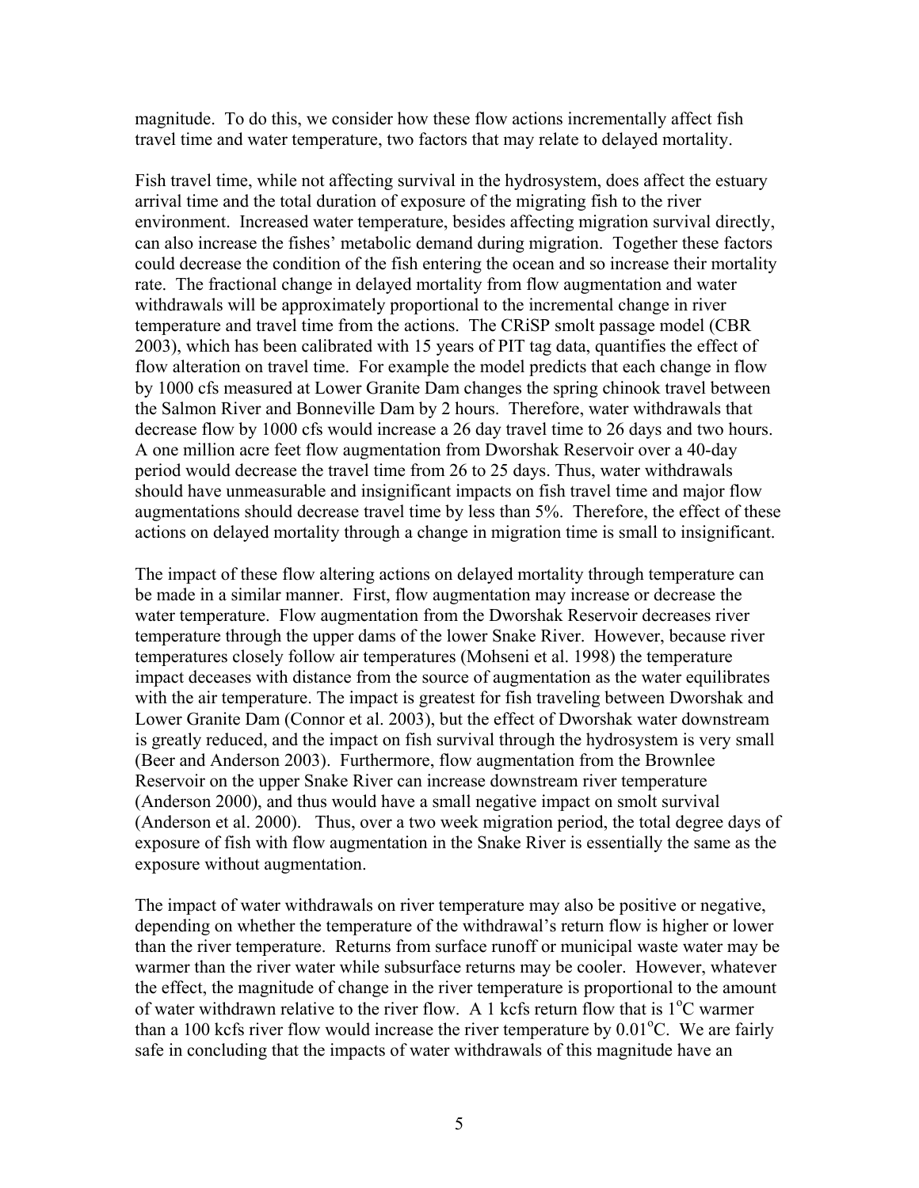magnitude. To do this, we consider how these flow actions incrementally affect fish travel time and water temperature, two factors that may relate to delayed mortality.

Fish travel time, while not affecting survival in the hydrosystem, does affect the estuary arrival time and the total duration of exposure of the migrating fish to the river environment. Increased water temperature, besides affecting migration survival directly, can also increase the fishes' metabolic demand during migration. Together these factors could decrease the condition of the fish entering the ocean and so increase their mortality rate. The fractional change in delayed mortality from flow augmentation and water withdrawals will be approximately proportional to the incremental change in river temperature and travel time from the actions. The CRiSP smolt passage model (CBR 2003), which has been calibrated with 15 years of PIT tag data, quantifies the effect of flow alteration on travel time. For example the model predicts that each change in flow by 1000 cfs measured at Lower Granite Dam changes the spring chinook travel between the Salmon River and Bonneville Dam by 2 hours. Therefore, water withdrawals that decrease flow by 1000 cfs would increase a 26 day travel time to 26 days and two hours. A one million acre feet flow augmentation from Dworshak Reservoir over a 40-day period would decrease the travel time from 26 to 25 days. Thus, water withdrawals should have unmeasurable and insignificant impacts on fish travel time and major flow augmentations should decrease travel time by less than 5%. Therefore, the effect of these actions on delayed mortality through a change in migration time is small to insignificant.

The impact of these flow altering actions on delayed mortality through temperature can be made in a similar manner. First, flow augmentation may increase or decrease the water temperature. Flow augmentation from the Dworshak Reservoir decreases river temperature through the upper dams of the lower Snake River. However, because river temperatures closely follow air temperatures (Mohseni et al. 1998) the temperature impact deceases with distance from the source of augmentation as the water equilibrates with the air temperature. The impact is greatest for fish traveling between Dworshak and Lower Granite Dam (Connor et al. 2003), but the effect of Dworshak water downstream is greatly reduced, and the impact on fish survival through the hydrosystem is very small (Beer and Anderson 2003). Furthermore, flow augmentation from the Brownlee Reservoir on the upper Snake River can increase downstream river temperature (Anderson 2000), and thus would have a small negative impact on smolt survival (Anderson et al. 2000). Thus, over a two week migration period, the total degree days of exposure of fish with flow augmentation in the Snake River is essentially the same as the exposure without augmentation.

The impact of water withdrawals on river temperature may also be positive or negative, depending on whether the temperature of the withdrawal's return flow is higher or lower than the river temperature. Returns from surface runoff or municipal waste water may be warmer than the river water while subsurface returns may be cooler. However, whatever the effect, the magnitude of change in the river temperature is proportional to the amount of water withdrawn relative to the river flow. A 1 kcfs return flow that is $1^{o}$C warmer than a 100 kcfs river flow would increase the river temperature by $0.01^{o}$C. We are fairly safe in concluding that the impacts of water withdrawals of this magnitude have an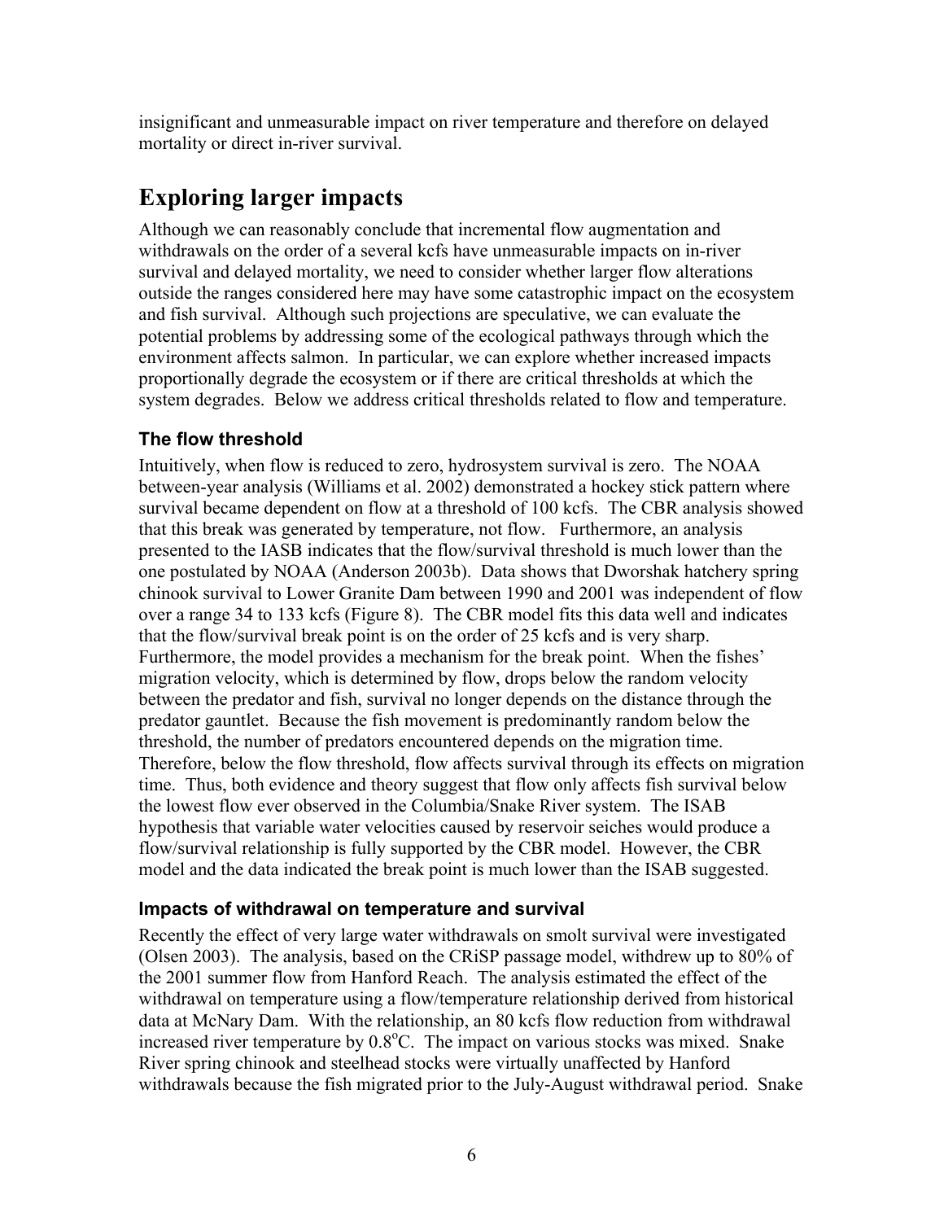insignificant and unmeasurable impact on river temperature and therefore on delayed mortality or direct in-river survival.

# Exploring larger impacts

Although we can reasonably conclude that incremental flow augmentation and withdrawals on the order of a several kcfs have unmeasurable impacts on in-river survival and delayed mortality, we need to consider whether larger flow alterations outside the ranges considered here may have some catastrophic impact on the ecosystem and fish survival. Although such projections are speculative, we can evaluate the potential problems by addressing some of the ecological pathways through which the environment affects salmon. In particular, we can explore whether increased impacts proportionally degrade the ecosystem or if there are critical thresholds at which the system degrades. Below we address critical thresholds related to flow and temperature.

### The flow threshold

Intuitively, when flow is reduced to zero, hydrosystem survival is zero. The NOAA between-year analysis (Williams et al. 2002) demonstrated a hockey stick pattern where survival became dependent on flow at a threshold of 100 kcfs. The CBR analysis showed that this break was generated by temperature, not flow. Furthermore, an analysis presented to the IASB indicates that the flow/survival threshold is much lower than the one postulated by NOAA (Anderson 2003b). Data shows that Dworshak hatchery spring chinook survival to Lower Granite Dam between 1990 and 2001 was independent of flow over a range 34 to 133 kcfs (Figure 8). The CBR model fits this data well and indicates that the flow/survival break point is on the order of 25 kcfs and is very sharp. Furthermore, the model provides a mechanism for the break point. When the fishes' migration velocity, which is determined by flow, drops below the random velocity between the predator and fish, survival no longer depends on the distance through the predator gauntlet. Because the fish movement is predominantly random below the threshold, the number of predators encountered depends on the migration time. Therefore, below the flow threshold, flow affects survival through its effects on migration time. Thus, both evidence and theory suggest that flow only affects fish survival below the lowest flow ever observed in the Columbia/Snake River system. The ISAB hypothesis that variable water velocities caused by reservoir seiches would produce a flow/survival relationship is fully supported by the CBR model. However, the CBR model and the data indicated the break point is much lower than the ISAB suggested.

### Impacts of withdrawal on temperature and survival

Recently the effect of very large water withdrawals on smolt survival were investigated (Olsen 2003). The analysis, based on the CRiSP passage model, withdrew up to 80% of the 2001 summer flow from Hanford Reach. The analysis estimated the effect of the withdrawal on temperature using a flow/temperature relationship derived from historical data at McNary Dam. With the relationship, an 80 kcfs flow reduction from withdrawal increased river temperature by $0.8^{o}$C. The impact on various stocks was mixed. Snake River spring chinook and steelhead stocks were virtually unaffected by Hanford withdrawals because the fish migrated prior to the July-August withdrawal period. Snake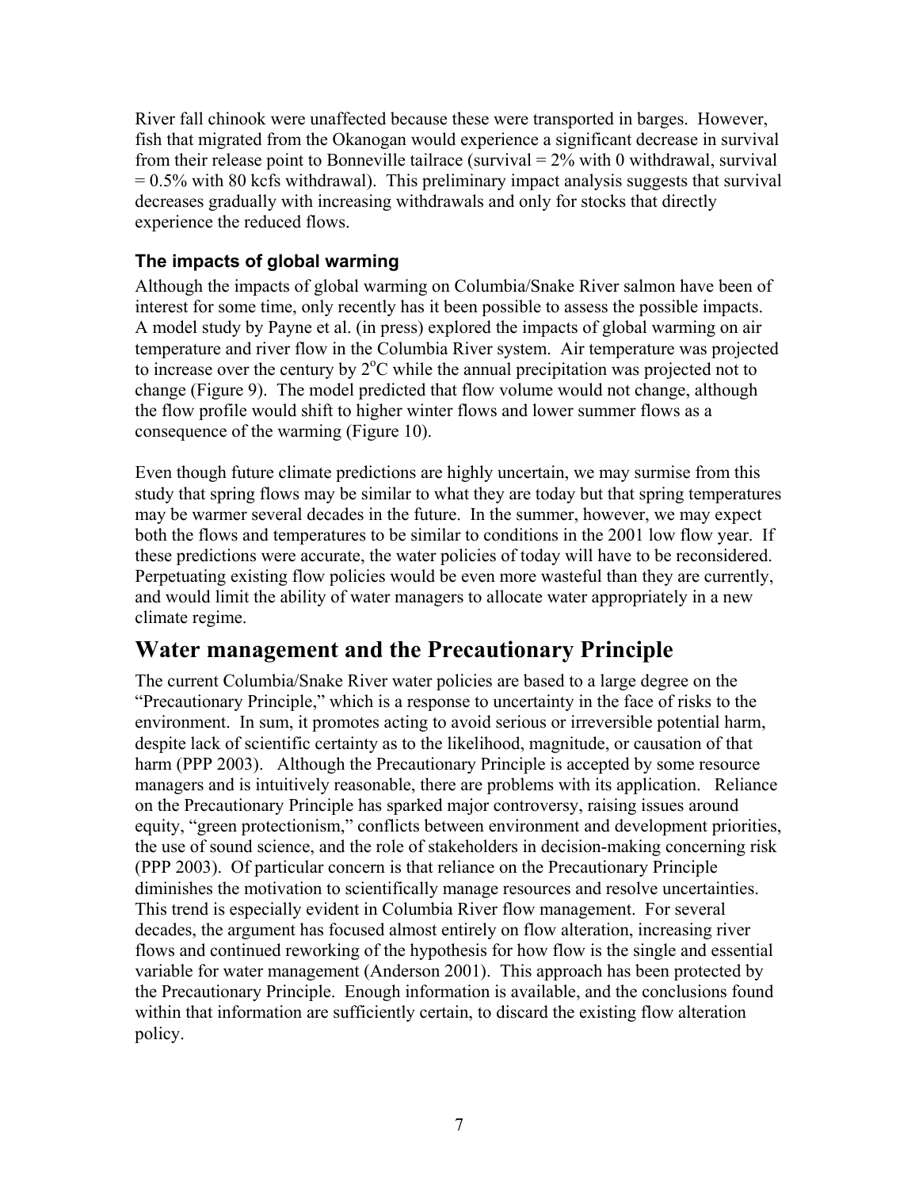River fall chinook were unaffected because these were transported in barges. However, fish that migrated from the Okanogan would experience a significant decrease in survival from their release point to Bonneville tailrace (survival = 2% with 0 withdrawal, survival = 0.5% with 80 kcfs withdrawal). This preliminary impact analysis suggests that survival decreases gradually with increasing withdrawals and only for stocks that directly experience the reduced flows.

### The impacts of global warming

Although the impacts of global warming on Columbia/Snake River salmon have been of interest for some time, only recently has it been possible to assess the possible impacts. A model study by Payne et al. (in press) explored the impacts of global warming on air temperature and river flow in the Columbia River system. Air temperature was projected to increase over the century by 2°C while the annual precipitation was projected not to change (Figure 9). The model predicted that flow volume would not change, although the flow profile would shift to higher winter flows and lower summer flows as a consequence of the warming (Figure 10).

Even though future climate predictions are highly uncertain, we may surmise from this study that spring flows may be similar to what they are today but that spring temperatures may be warmer several decades in the future. In the summer, however, we may expect both the flows and temperatures to be similar to conditions in the 2001 low flow year. If these predictions were accurate, the water policies of today will have to be reconsidered. Perpetuating existing flow policies would be even more wasteful than they are currently, and would limit the ability of water managers to allocate water appropriately in a new climate regime.

## Water management and the Precautionary Principle

The current Columbia/Snake River water policies are based to a large degree on the "Precautionary Principle," which is a response to uncertainty in the face of risks to the environment. In sum, it promotes acting to avoid serious or irreversible potential harm, despite lack of scientific certainty as to the likelihood, magnitude, or causation of that harm (PPP 2003). Although the Precautionary Principle is accepted by some resource managers and is intuitively reasonable, there are problems with its application. Reliance on the Precautionary Principle has sparked major controversy, raising issues around equity, "green protectionism," conflicts between environment and development priorities, the use of sound science, and the role of stakeholders in decision-making concerning risk (PPP 2003). Of particular concern is that reliance on the Precautionary Principle diminishes the motivation to scientifically manage resources and resolve uncertainties. This trend is especially evident in Columbia River flow management. For several decades, the argument has focused almost entirely on flow alteration, increasing river flows and continued reworking of the hypothesis for how flow is the single and essential variable for water management (Anderson 2001). This approach has been protected by the Precautionary Principle. Enough information is available, and the conclusions found within that information are sufficiently certain, to discard the existing flow alteration policy.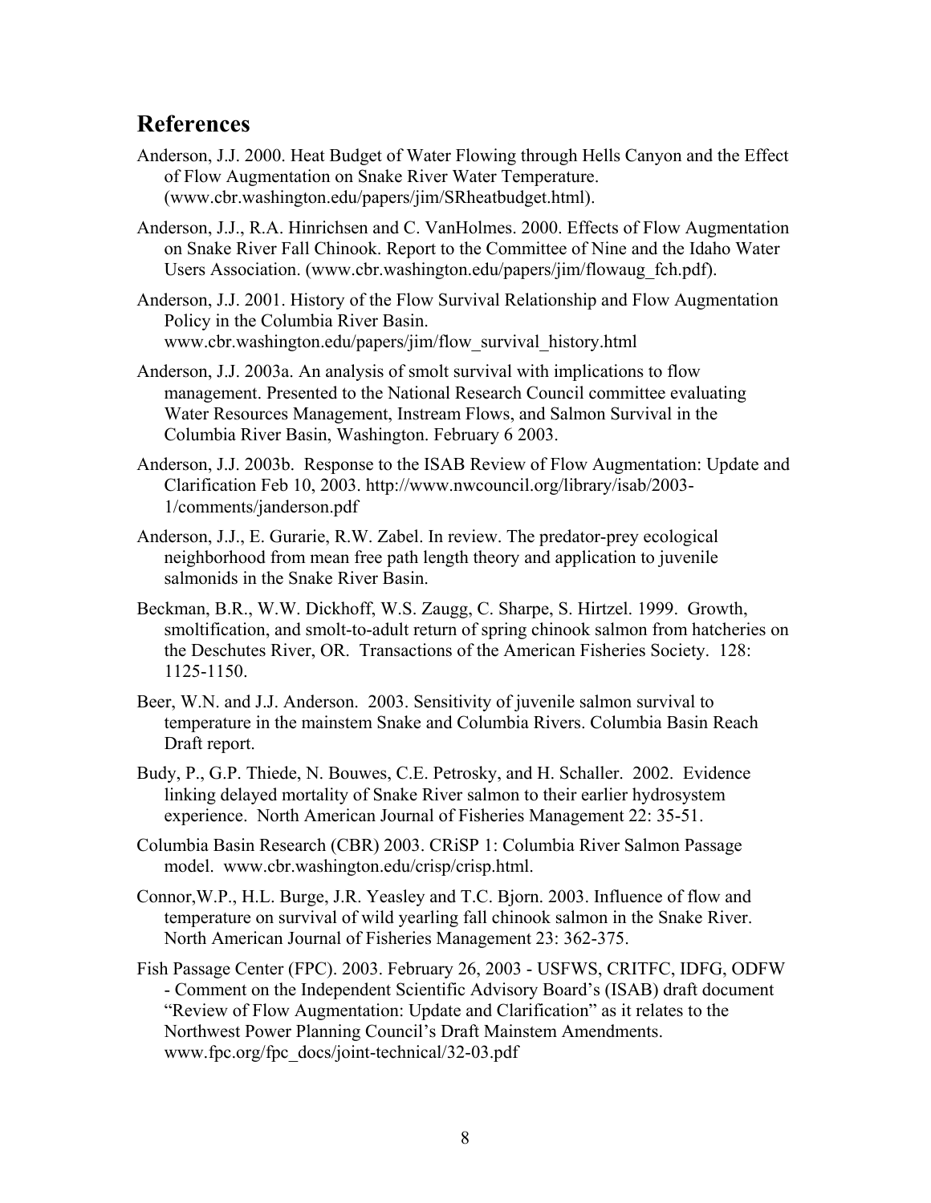## References

Anderson, J.J. 2000. Heat Budget of Water Flowing through Hells Canyon and the Effect of Flow Augmentation on Snake River Water Temperature. (www.cbr.washington.edu/papers/jim/SRheatbudget.html).

Anderson, J.J., R.A. Hinrichsen and C. VanHolmes. 2000. Effects of Flow Augmentation on Snake River Fall Chinook. Report to the Committee of Nine and the Idaho Water Users Association. (www.cbr.washington.edu/papers/jim/flowaug_fch.pdf).

Anderson, J.J. 2001. History of the Flow Survival Relationship and Flow Augmentation Policy in the Columbia River Basin. www.cbr.washington.edu/papers/jim/flow_survival_history.html

Anderson, J.J. 2003a. An analysis of smolt survival with implications to flow management. Presented to the National Research Council committee evaluating Water Resources Management, Instream Flows, and Salmon Survival in the Columbia River Basin, Washington. February 6 2003.

Anderson, J.J. 2003b. Response to the ISAB Review of Flow Augmentation: Update and Clarification Feb 10, 2003. http://www.nwcouncil.org/library/isab/2003-1/comments/janderson.pdf

Anderson, J.J., E. Gurarie, R.W. Zabel. In review. The predator-prey ecological neighborhood from mean free path length theory and application to juvenile salmonids in the Snake River Basin.

Beckman, B.R., W.W. Dickhoff, W.S. Zaugg, C. Sharpe, S. Hirtzel. 1999. Growth, smoltification, and smolt-to-adult return of spring chinook salmon from hatcheries on the Deschutes River, OR. Transactions of the American Fisheries Society. 128: 1125-1150.

Beer, W.N. and J.J. Anderson. 2003. Sensitivity of juvenile salmon survival to temperature in the mainstem Snake and Columbia Rivers. Columbia Basin Reach Draft report.

Budy, P., G.P. Thiede, N. Bouwes, C.E. Petrosky, and H. Schaller. 2002. Evidence linking delayed mortality of Snake River salmon to their earlier hydrosystem experience. North American Journal of Fisheries Management 22: 35-51.

Columbia Basin Research (CBR) 2003. CRiSP 1: Columbia River Salmon Passage model. www.cbr.washington.edu/crisp/crisp.html.

Connor,W.P., H.L. Burge, J.R. Yeasley and T.C. Bjorn. 2003. Influence of flow and temperature on survival of wild yearling fall chinook salmon in the Snake River. North American Journal of Fisheries Management 23: 362-375.

Fish Passage Center (FPC). 2003. February 26, 2003 - USFWS, CRITFC, IDFG, ODFW - Comment on the Independent Scientific Advisory Board's (ISAB) draft document "Review of Flow Augmentation: Update and Clarification" as it relates to the Northwest Power Planning Council's Draft Mainstem Amendments. www.fpc.org/fpc_docs/joint-technical/32-03.pdf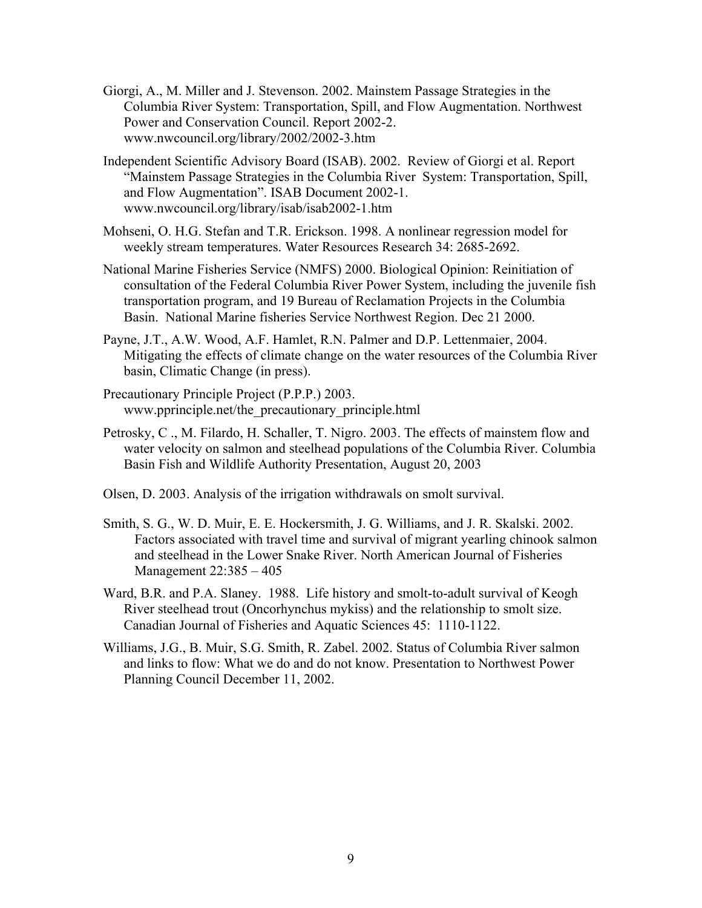Giorgi, A., M. Miller and J. Stevenson. 2002. Mainstem Passage Strategies in the Columbia River System: Transportation, Spill, and Flow Augmentation. Northwest Power and Conservation Council. Report 2002-2. www.nwcouncil.org/library/2002/2002-3.htm

Independent Scientific Advisory Board (ISAB). 2002. Review of Giorgi et al. Report "Mainstem Passage Strategies in the Columbia River System: Transportation, Spill, and Flow Augmentation". ISAB Document 2002-1. www.nwcouncil.org/library/isab/isab2002-1.htm

Mohseni, O. H.G. Stefan and T.R. Erickson. 1998. A nonlinear regression model for weekly stream temperatures. Water Resources Research 34: 2685-2692.

National Marine Fisheries Service (NMFS) 2000. Biological Opinion: Reinitiation of consultation of the Federal Columbia River Power System, including the juvenile fish transportation program, and 19 Bureau of Reclamation Projects in the Columbia Basin. National Marine fisheries Service Northwest Region. Dec 21 2000.

Payne, J.T., A.W. Wood, A.F. Hamlet, R.N. Palmer and D.P. Lettenmaier, 2004. Mitigating the effects of climate change on the water resources of the Columbia River basin, Climatic Change (in press).

Precautionary Principle Project (P.P.P.) 2003. www.pprinciple.net/the_precautionary_principle.html

Petrosky, C ., M. Filardo, H. Schaller, T. Nigro. 2003. The effects of mainstem flow and water velocity on salmon and steelhead populations of the Columbia River. Columbia Basin Fish and Wildlife Authority Presentation, August 20, 2003

Olsen, D. 2003. Analysis of the irrigation withdrawals on smolt survival.

Smith, S. G., W. D. Muir, E. E. Hockersmith, J. G. Williams, and J. R. Skalski. 2002. Factors associated with travel time and survival of migrant yearling chinook salmon and steelhead in the Lower Snake River. North American Journal of Fisheries Management 22:385 – 405

Ward, B.R. and P.A. Slaney. 1988. Life history and smolt-to-adult survival of Keogh River steelhead trout (Oncorhynchus mykiss) and the relationship to smolt size. Canadian Journal of Fisheries and Aquatic Sciences 45: 1110-1122.

Williams, J.G., B. Muir, S.G. Smith, R. Zabel. 2002. Status of Columbia River salmon and links to flow: What we do and do not know. Presentation to Northwest Power Planning Council December 11, 2002.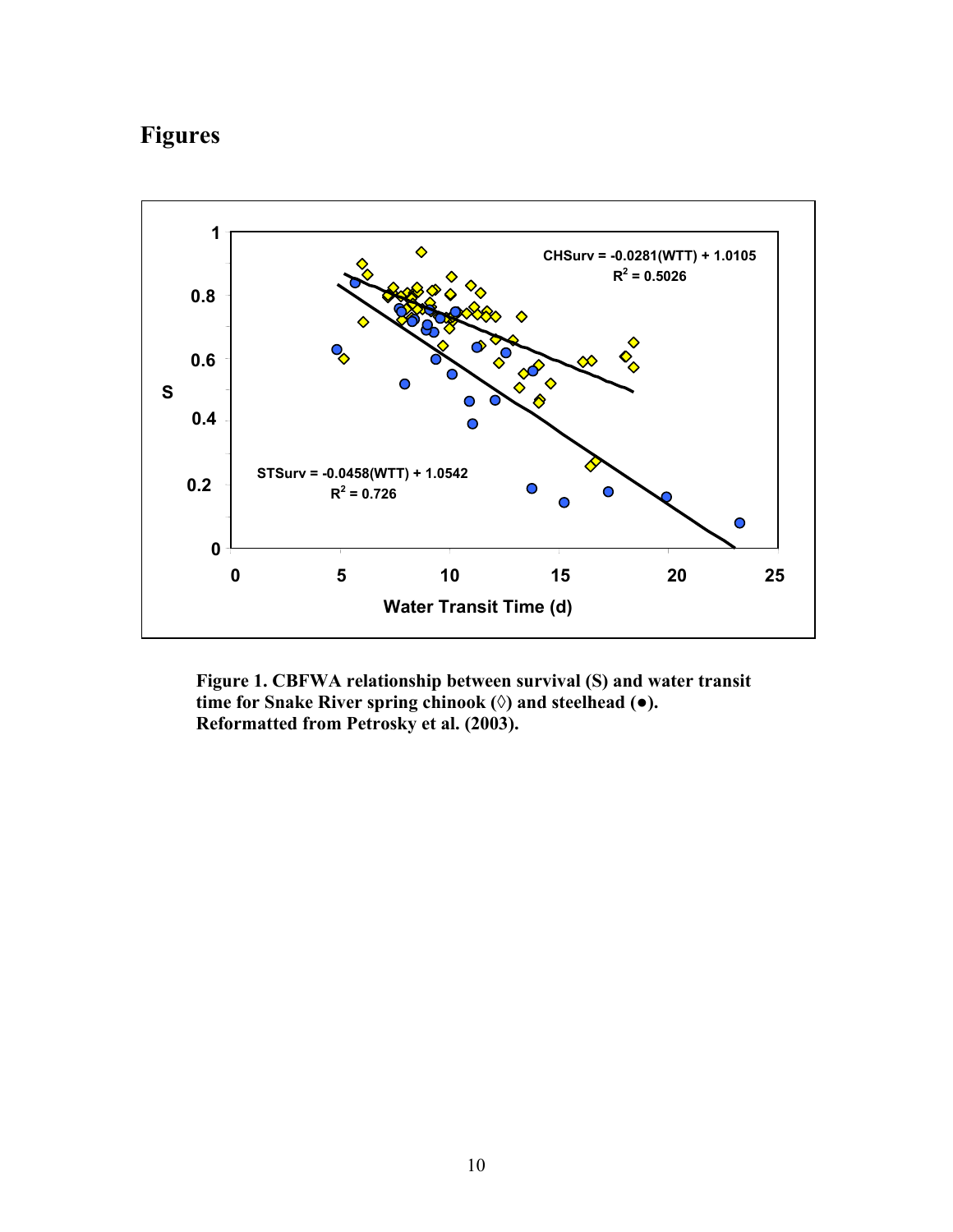# Figures

Figure 1. CBFWA relationship between survival (S) and water transit time for Snake River spring chinook (◊) and steelhead (●). Reformatted from Petrosky et al. (2003).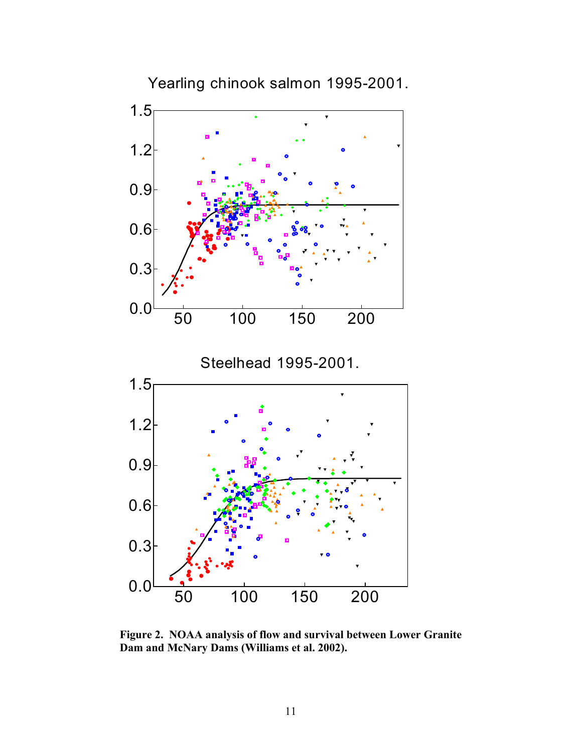**Figure 2. NOAA analysis of flow and survival between Lower Granite Dam and McNary Dams (Williams et al. 2002).**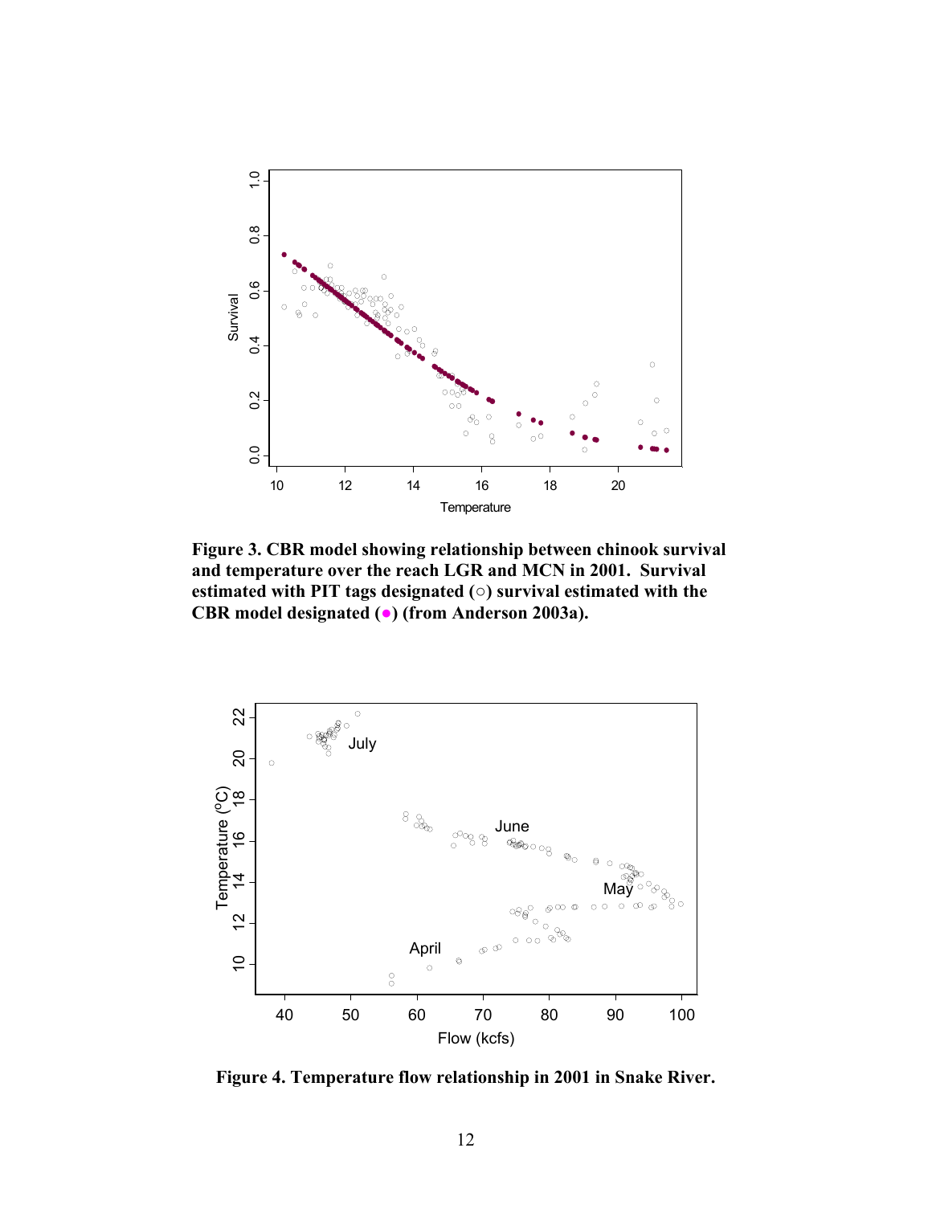**Figure 3. CBR model showing relationship between chinook survival and temperature over the reach LGR and MCN in 2001. Survival estimated with PIT tags designated (○) survival estimated with the CBR model designated (●) (from Anderson 2003a).**

**Figure 4. Temperature flow relationship in 2001 in Snake River.**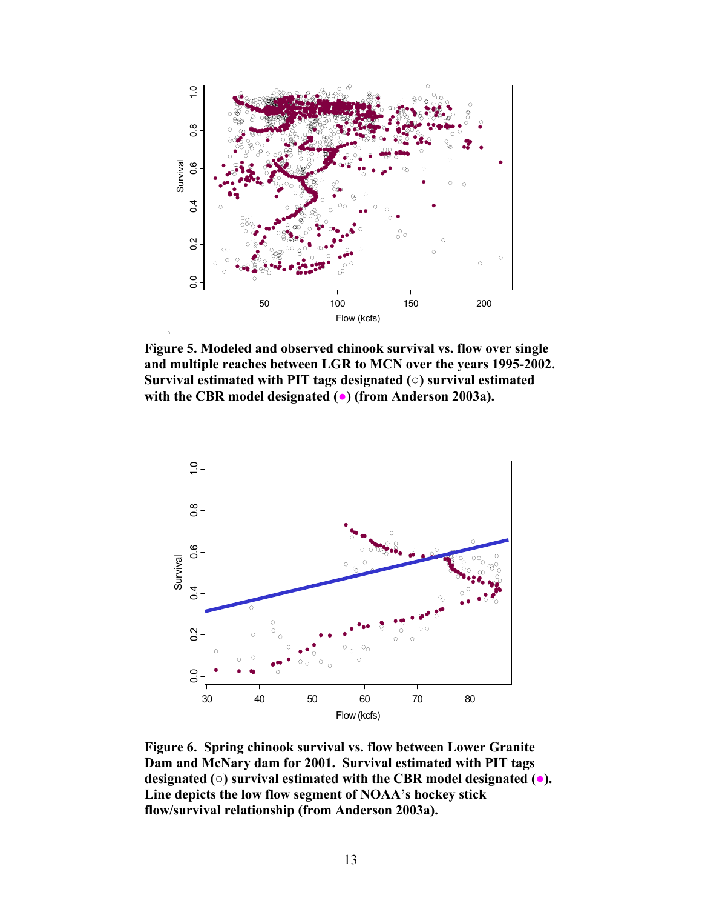**Figure 5. Modeled and observed chinook survival vs. flow over single and multiple reaches between LGR to MCN over the years 1995-2002. Survival estimated with PIT tags designated (○) survival estimated with the CBR model designated (●) (from Anderson 2003a).**

**Figure 6. Spring chinook survival vs. flow between Lower Granite Dam and McNary dam for 2001. Survival estimated with PIT tags designated (○) survival estimated with the CBR model designated (●). Line depicts the low flow segment of NOAA's hockey stick flow/survival relationship (from Anderson 2003a).**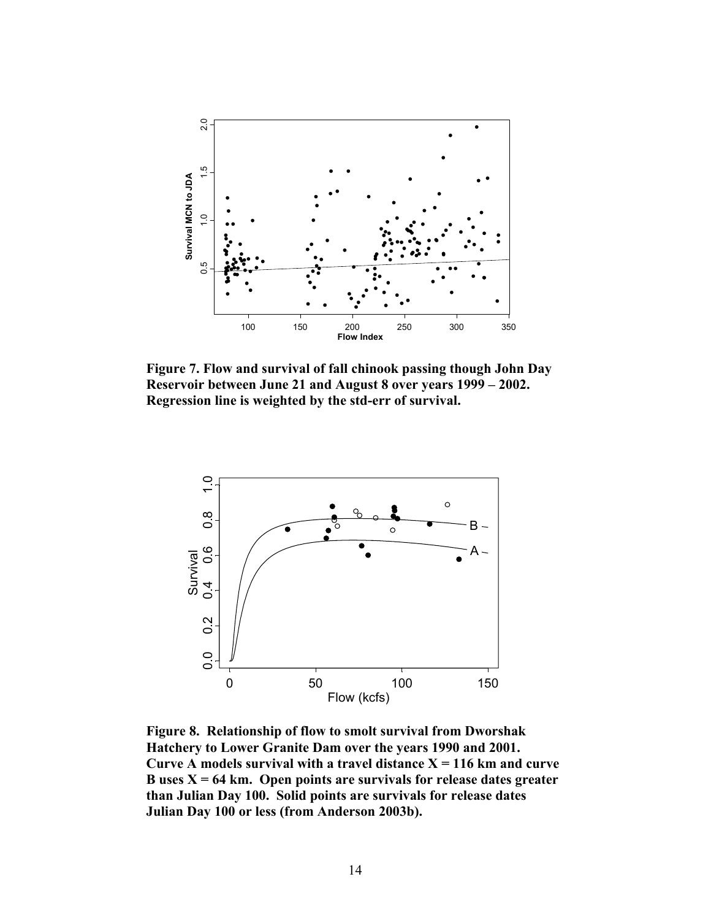**Figure 7. Flow and survival of fall chinook passing though John Day Reservoir between June 21 and August 8 over years 1999 – 2002. Regression line is weighted by the std-err of survival.**

**Figure 8. Relationship of flow to smolt survival from Dworshak Hatchery to Lower Granite Dam over the years 1990 and 2001. Curve A models survival with a travel distance X = 116 km and curve B uses X = 64 km. Open points are survivals for release dates greater than Julian Day 100. Solid points are survivals for release dates Julian Day 100 or less (from Anderson 2003b).**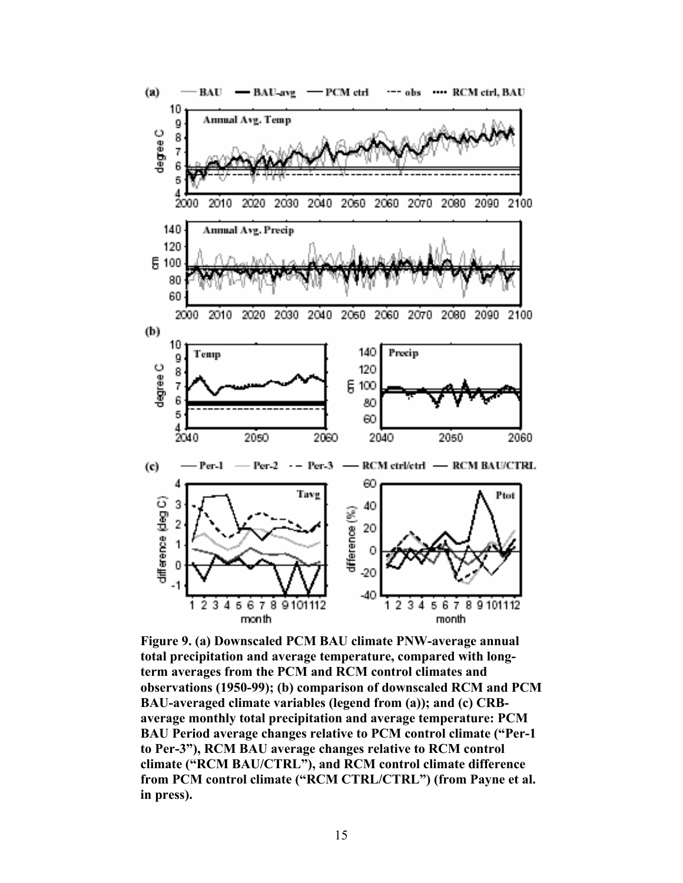**Figure 9. (a) Downscaled PCM BAU climate PNW-average annual total precipitation and average temperature, compared with long-term averages from the PCM and RCM control climates and observations (1950-99); (b) comparison of downscaled RCM and PCM BAU-averaged climate variables (legend from (a)); and (c) CRB-average monthly total precipitation and average temperature: PCM BAU Period average changes relative to PCM control climate ("Per-1 to Per-3"), RCM BAU average changes relative to RCM control climate ("RCM BAU/CTRL"), and RCM control climate difference from PCM control climate ("RCM CTRL/CTRL") (from Payne et al. in press).**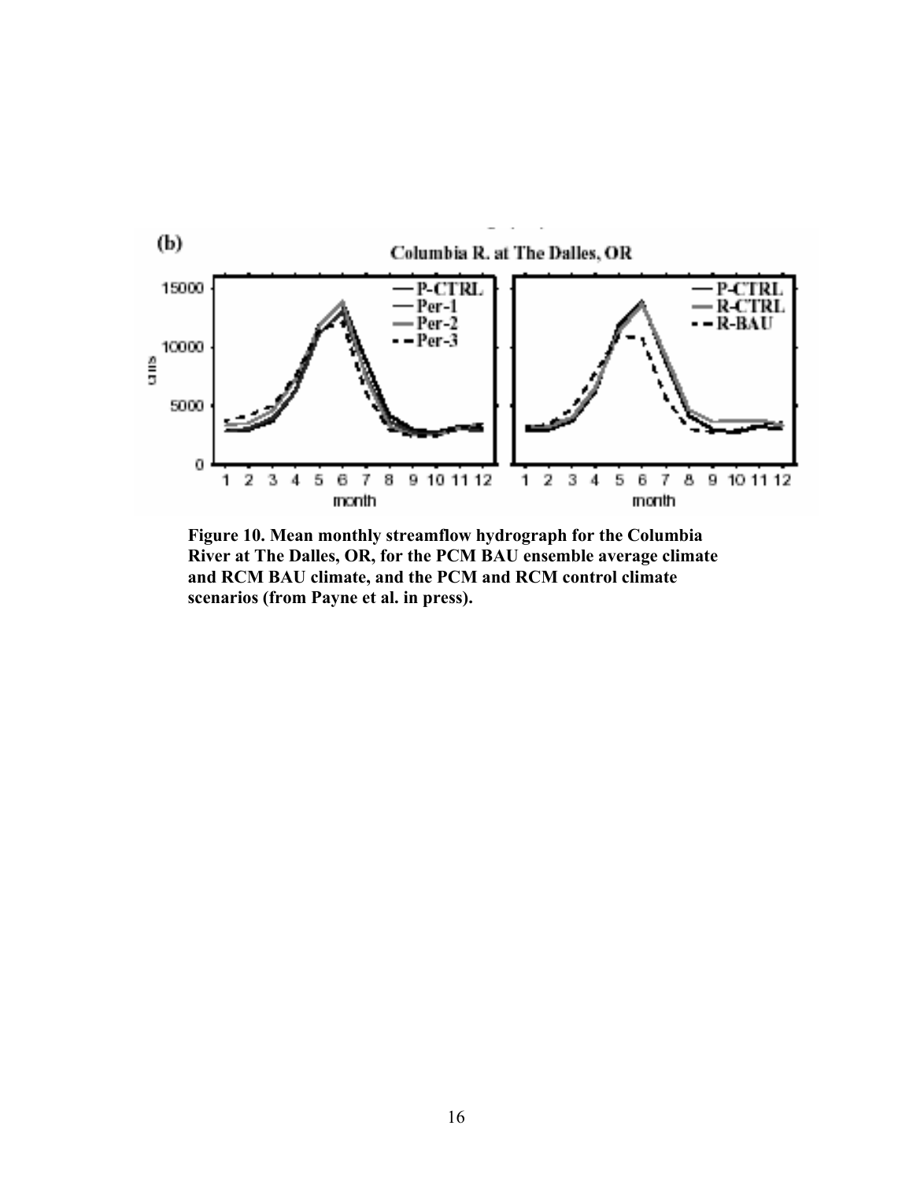(b)

Columbia R. at The Dalles, OR

15000

10000

cms

5000

0

— P-CTRL
— Per-1
— Per-2
- - Per-3

1 2 3 4 5 6 7 8 9 10 11 12

month

— P-CTRL
— R-CTRL
- - R-BAU

1 2 3 4 5 6 7 8 9 10 11 12

month

**Figure 10. Mean monthly streamflow hydrograph for the Columbia River at The Dalles, OR, for the PCM BAU ensemble average climate and RCM BAU climate, and the PCM and RCM control climate scenarios (from Payne et al. in press).**